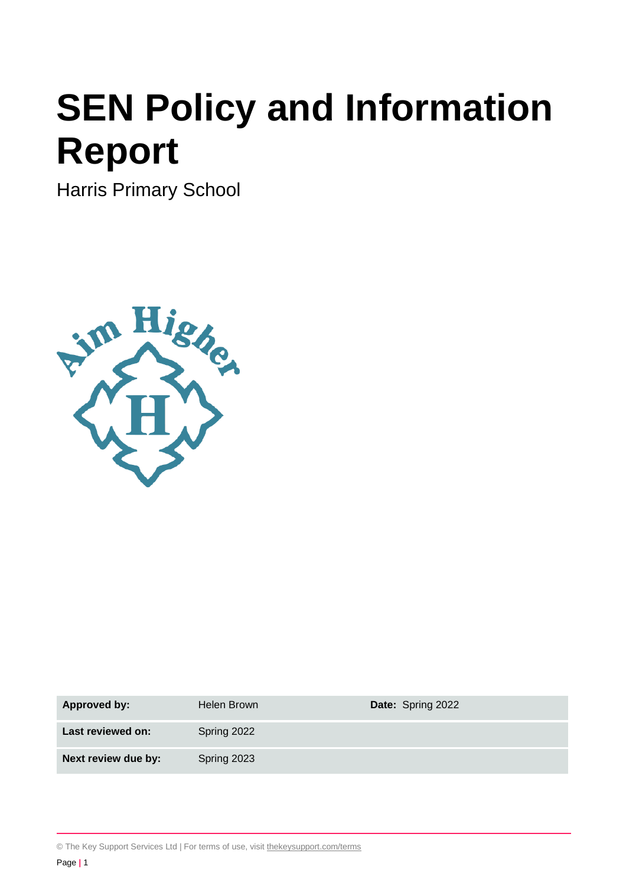# SEN Policy and Information Report

Harris Primary School

| Approved by: | Helen Brown | Date: Spring 2022 |
|---|---|---|
| Last reviewed on: | Spring 2022 | |
| Next review due by: | Spring 2023 | |

© The Key Support Services Ltd | For terms of use, visit thekeysupport.com/terms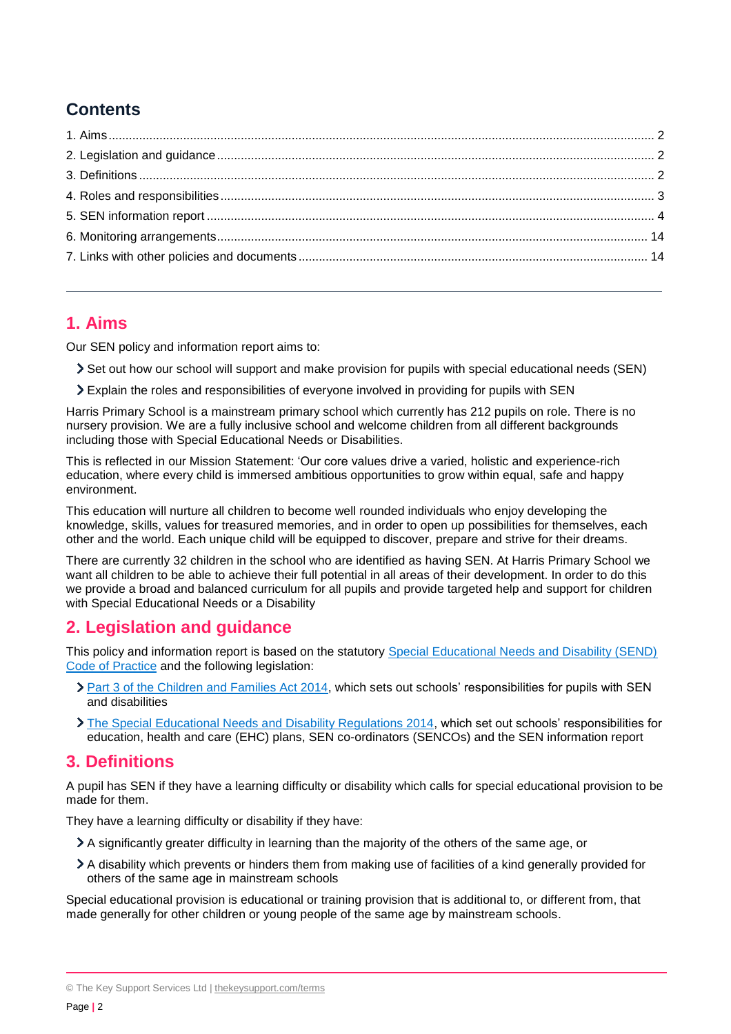## Contents

1. Aims ..... 2
2. Legislation and guidance ..... 2
3. Definitions ..... 2
4. Roles and responsibilities ..... 3
5. SEN information report ..... 4
6. Monitoring arrangements ..... 14
7. Links with other policies and documents ..... 14

---

## 1. Aims

Our SEN policy and information report aims to:

- Set out how our school will support and make provision for pupils with special educational needs (SEN)
- Explain the roles and responsibilities of everyone involved in providing for pupils with SEN

Harris Primary School is a mainstream primary school which currently has 212 pupils on role. There is no nursery provision. We are a fully inclusive school and welcome children from all different backgrounds including those with Special Educational Needs or Disabilities.

This is reflected in our Mission Statement: 'Our core values drive a varied, holistic and experience-rich education, where every child is immersed ambitious opportunities to grow within equal, safe and happy environment.

This education will nurture all children to become well rounded individuals who enjoy developing the knowledge, skills, values for treasured memories, and in order to open up possibilities for themselves, each other and the world. Each unique child will be equipped to discover, prepare and strive for their dreams.

There are currently 32 children in the school who are identified as having SEN. At Harris Primary School we want all children to be able to achieve their full potential in all areas of their development. In order to do this we provide a broad and balanced curriculum for all pupils and provide targeted help and support for children with Special Educational Needs or a Disability

## 2. Legislation and guidance

This policy and information report is based on the statutory Special Educational Needs and Disability (SEND) Code of Practice and the following legislation:

- Part 3 of the Children and Families Act 2014, which sets out schools' responsibilities for pupils with SEN and disabilities
- The Special Educational Needs and Disability Regulations 2014, which set out schools' responsibilities for education, health and care (EHC) plans, SEN co-ordinators (SENCOs) and the SEN information report

## 3. Definitions

A pupil has SEN if they have a learning difficulty or disability which calls for special educational provision to be made for them.

They have a learning difficulty or disability if they have:

- A significantly greater difficulty in learning than the majority of the others of the same age, or
- A disability which prevents or hinders them from making use of facilities of a kind generally provided for others of the same age in mainstream schools

Special educational provision is educational or training provision that is additional to, or different from, that made generally for other children or young people of the same age by mainstream schools.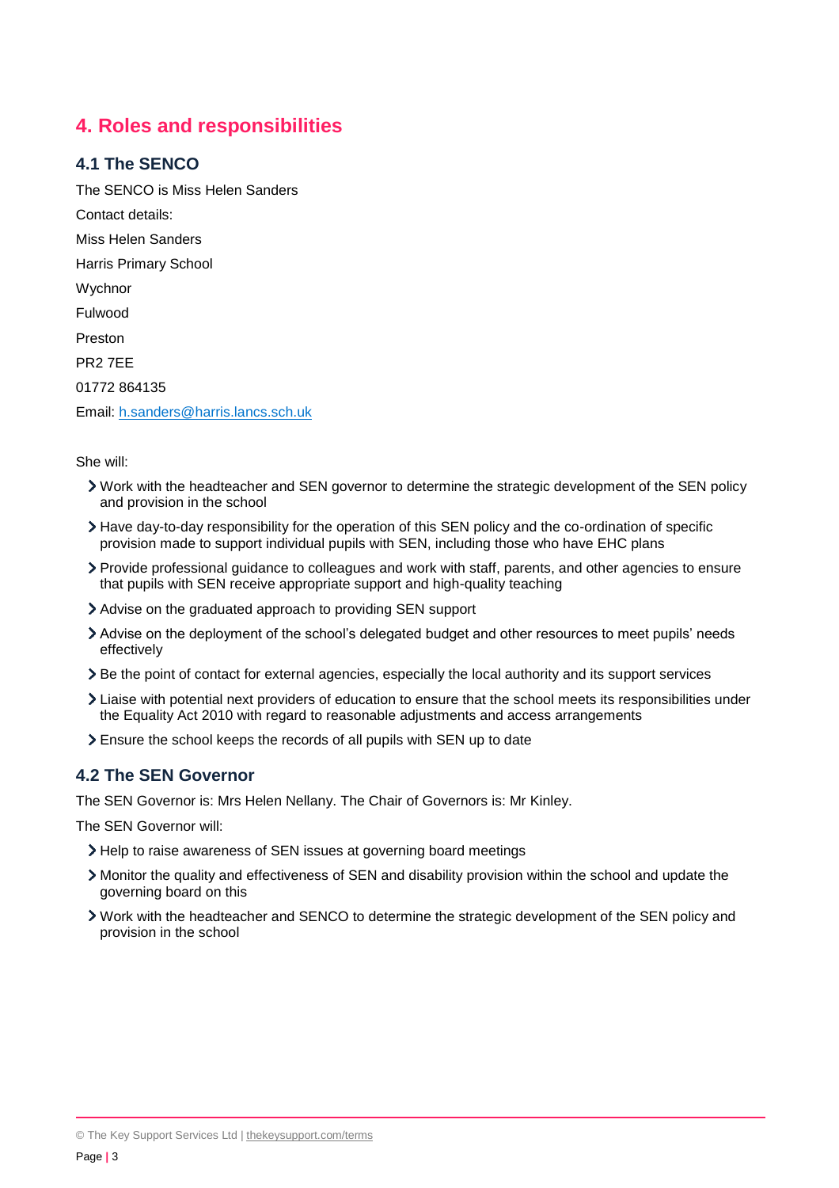## 4. Roles and responsibilities

### 4.1 The SENCO

The SENCO is Miss Helen Sanders

Contact details:

Miss Helen Sanders

Harris Primary School

Wychnor

Fulwood

Preston

PR2 7EE

01772 864135

Email: h.sanders@harris.lancs.sch.uk

She will:

- Work with the headteacher and SEN governor to determine the strategic development of the SEN policy and provision in the school
- Have day-to-day responsibility for the operation of this SEN policy and the co-ordination of specific provision made to support individual pupils with SEN, including those who have EHC plans
- Provide professional guidance to colleagues and work with staff, parents, and other agencies to ensure that pupils with SEN receive appropriate support and high-quality teaching
- Advise on the graduated approach to providing SEN support
- Advise on the deployment of the school's delegated budget and other resources to meet pupils' needs effectively
- Be the point of contact for external agencies, especially the local authority and its support services
- Liaise with potential next providers of education to ensure that the school meets its responsibilities under the Equality Act 2010 with regard to reasonable adjustments and access arrangements
- Ensure the school keeps the records of all pupils with SEN up to date

### 4.2 The SEN Governor

The SEN Governor is: Mrs Helen Nellany. The Chair of Governors is: Mr Kinley.

The SEN Governor will:

- Help to raise awareness of SEN issues at governing board meetings
- Monitor the quality and effectiveness of SEN and disability provision within the school and update the governing board on this
- Work with the headteacher and SENCO to determine the strategic development of the SEN policy and provision in the school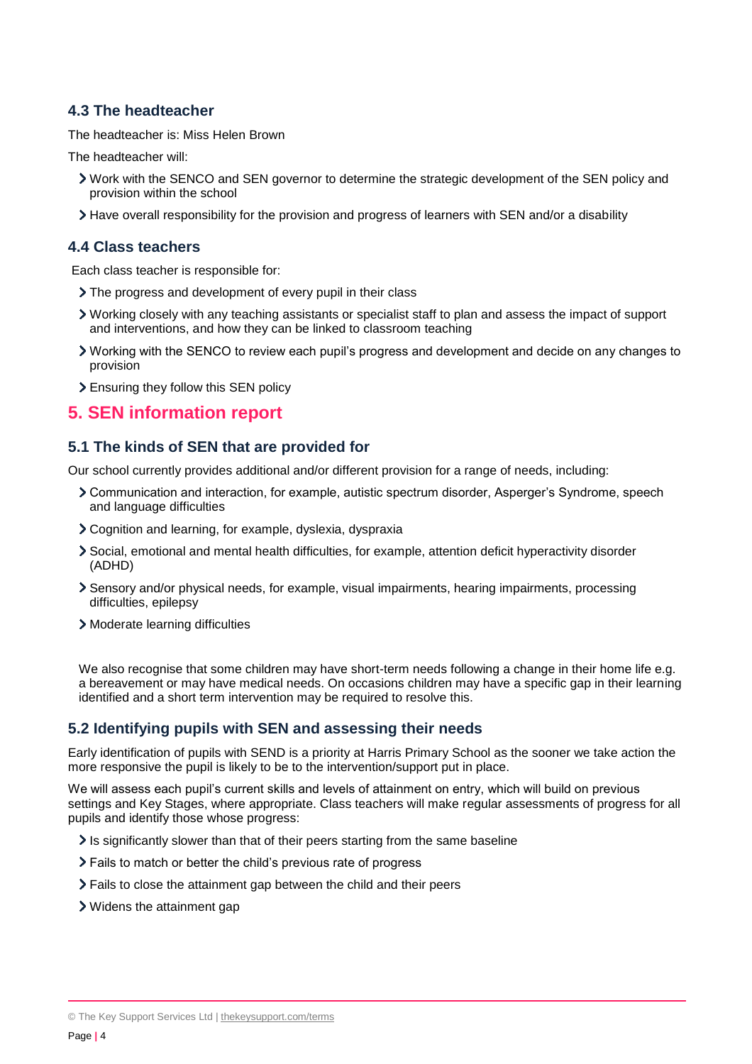### 4.3 The headteacher

The headteacher is: Miss Helen Brown

The headteacher will:

- Work with the SENCO and SEN governor to determine the strategic development of the SEN policy and provision within the school
- Have overall responsibility for the provision and progress of learners with SEN and/or a disability

### 4.4 Class teachers

Each class teacher is responsible for:

- The progress and development of every pupil in their class
- Working closely with any teaching assistants or specialist staff to plan and assess the impact of support and interventions, and how they can be linked to classroom teaching
- Working with the SENCO to review each pupil's progress and development and decide on any changes to provision
- Ensuring they follow this SEN policy

## 5. SEN information report

### 5.1 The kinds of SEN that are provided for

Our school currently provides additional and/or different provision for a range of needs, including:

- Communication and interaction, for example, autistic spectrum disorder, Asperger's Syndrome, speech and language difficulties
- Cognition and learning, for example, dyslexia, dyspraxia
- Social, emotional and mental health difficulties, for example, attention deficit hyperactivity disorder (ADHD)
- Sensory and/or physical needs, for example, visual impairments, hearing impairments, processing difficulties, epilepsy
- Moderate learning difficulties

We also recognise that some children may have short-term needs following a change in their home life e.g. a bereavement or may have medical needs. On occasions children may have a specific gap in their learning identified and a short term intervention may be required to resolve this.

### 5.2 Identifying pupils with SEN and assessing their needs

Early identification of pupils with SEND is a priority at Harris Primary School as the sooner we take action the more responsive the pupil is likely to be to the intervention/support put in place.

We will assess each pupil's current skills and levels of attainment on entry, which will build on previous settings and Key Stages, where appropriate. Class teachers will make regular assessments of progress for all pupils and identify those whose progress:

- Is significantly slower than that of their peers starting from the same baseline
- Fails to match or better the child's previous rate of progress
- Fails to close the attainment gap between the child and their peers
- Widens the attainment gap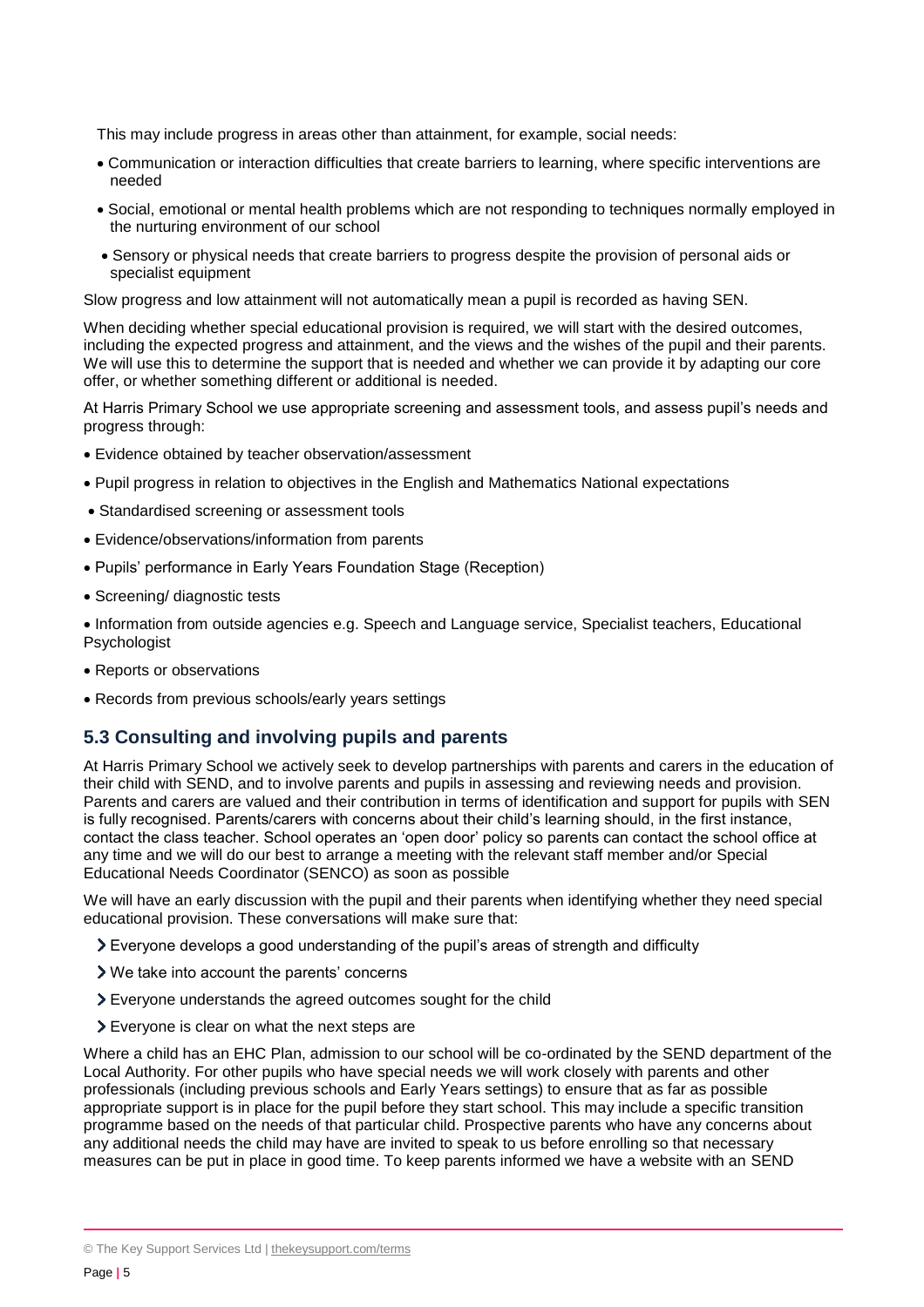This may include progress in areas other than attainment, for example, social needs:

- Communication or interaction difficulties that create barriers to learning, where specific interventions are needed
- Social, emotional or mental health problems which are not responding to techniques normally employed in the nurturing environment of our school
- Sensory or physical needs that create barriers to progress despite the provision of personal aids or specialist equipment

Slow progress and low attainment will not automatically mean a pupil is recorded as having SEN.

When deciding whether special educational provision is required, we will start with the desired outcomes, including the expected progress and attainment, and the views and the wishes of the pupil and their parents. We will use this to determine the support that is needed and whether we can provide it by adapting our core offer, or whether something different or additional is needed.

At Harris Primary School we use appropriate screening and assessment tools, and assess pupil's needs and progress through:

- Evidence obtained by teacher observation/assessment
- Pupil progress in relation to objectives in the English and Mathematics National expectations
- Standardised screening or assessment tools
- Evidence/observations/information from parents
- Pupils' performance in Early Years Foundation Stage (Reception)
- Screening/ diagnostic tests
- Information from outside agencies e.g. Speech and Language service, Specialist teachers, Educational Psychologist
- Reports or observations
- Records from previous schools/early years settings

## 5.3 Consulting and involving pupils and parents

At Harris Primary School we actively seek to develop partnerships with parents and carers in the education of their child with SEND, and to involve parents and pupils in assessing and reviewing needs and provision. Parents and carers are valued and their contribution in terms of identification and support for pupils with SEN is fully recognised. Parents/carers with concerns about their child's learning should, in the first instance, contact the class teacher. School operates an 'open door' policy so parents can contact the school office at any time and we will do our best to arrange a meeting with the relevant staff member and/or Special Educational Needs Coordinator (SENCO) as soon as possible

We will have an early discussion with the pupil and their parents when identifying whether they need special educational provision. These conversations will make sure that:

- Everyone develops a good understanding of the pupil's areas of strength and difficulty
- We take into account the parents' concerns
- Everyone understands the agreed outcomes sought for the child
- Everyone is clear on what the next steps are

Where a child has an EHC Plan, admission to our school will be co-ordinated by the SEND department of the Local Authority. For other pupils who have special needs we will work closely with parents and other professionals (including previous schools and Early Years settings) to ensure that as far as possible appropriate support is in place for the pupil before they start school. This may include a specific transition programme based on the needs of that particular child. Prospective parents who have any concerns about any additional needs the child may have are invited to speak to us before enrolling so that necessary measures can be put in place in good time. To keep parents informed we have a website with an SEND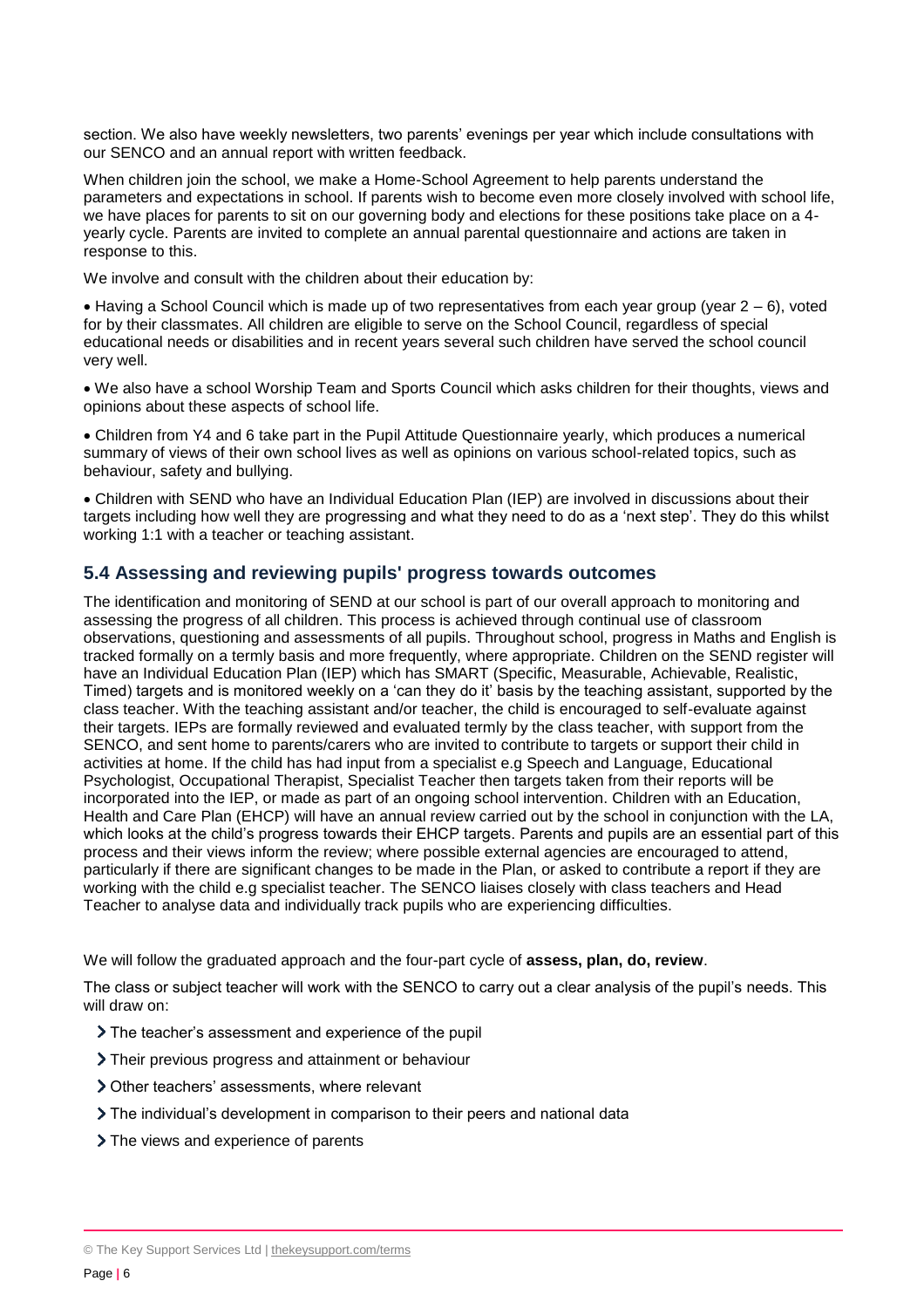section. We also have weekly newsletters, two parents' evenings per year which include consultations with our SENCO and an annual report with written feedback.

When children join the school, we make a Home-School Agreement to help parents understand the parameters and expectations in school. If parents wish to become even more closely involved with school life, we have places for parents to sit on our governing body and elections for these positions take place on a 4-yearly cycle. Parents are invited to complete an annual parental questionnaire and actions are taken in response to this.

We involve and consult with the children about their education by:

- Having a School Council which is made up of two representatives from each year group (year 2 – 6), voted for by their classmates. All children are eligible to serve on the School Council, regardless of special educational needs or disabilities and in recent years several such children have served the school council very well.
- We also have a school Worship Team and Sports Council which asks children for their thoughts, views and opinions about these aspects of school life.
- Children from Y4 and 6 take part in the Pupil Attitude Questionnaire yearly, which produces a numerical summary of views of their own school lives as well as opinions on various school-related topics, such as behaviour, safety and bullying.
- Children with SEND who have an Individual Education Plan (IEP) are involved in discussions about their targets including how well they are progressing and what they need to do as a 'next step'. They do this whilst working 1:1 with a teacher or teaching assistant.

## 5.4 Assessing and reviewing pupils' progress towards outcomes

The identification and monitoring of SEND at our school is part of our overall approach to monitoring and assessing the progress of all children. This process is achieved through continual use of classroom observations, questioning and assessments of all pupils. Throughout school, progress in Maths and English is tracked formally on a termly basis and more frequently, where appropriate. Children on the SEND register will have an Individual Education Plan (IEP) which has SMART (Specific, Measurable, Achievable, Realistic, Timed) targets and is monitored weekly on a 'can they do it' basis by the teaching assistant, supported by the class teacher. With the teaching assistant and/or teacher, the child is encouraged to self-evaluate against their targets. IEPs are formally reviewed and evaluated termly by the class teacher, with support from the SENCO, and sent home to parents/carers who are invited to contribute to targets or support their child in activities at home. If the child has had input from a specialist e.g Speech and Language, Educational Psychologist, Occupational Therapist, Specialist Teacher then targets taken from their reports will be incorporated into the IEP, or made as part of an ongoing school intervention. Children with an Education, Health and Care Plan (EHCP) will have an annual review carried out by the school in conjunction with the LA, which looks at the child's progress towards their EHCP targets. Parents and pupils are an essential part of this process and their views inform the review; where possible external agencies are encouraged to attend, particularly if there are significant changes to be made in the Plan, or asked to contribute a report if they are working with the child e.g specialist teacher. The SENCO liaises closely with class teachers and Head Teacher to analyse data and individually track pupils who are experiencing difficulties.

We will follow the graduated approach and the four-part cycle of **assess, plan, do, review**.

The class or subject teacher will work with the SENCO to carry out a clear analysis of the pupil's needs. This will draw on:

- The teacher's assessment and experience of the pupil
- Their previous progress and attainment or behaviour
- Other teachers' assessments, where relevant
- The individual's development in comparison to their peers and national data
- The views and experience of parents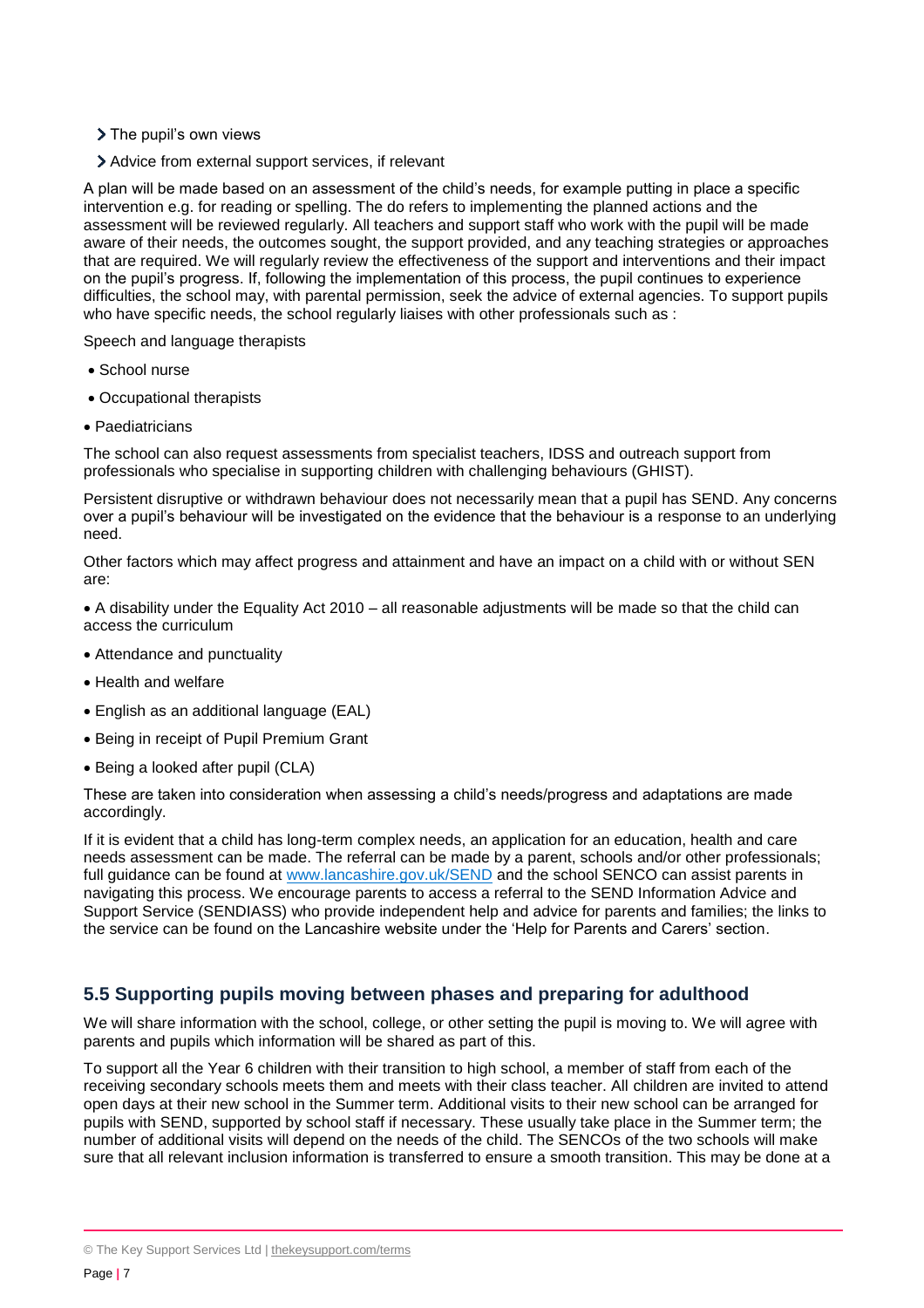- The pupil's own views
- Advice from external support services, if relevant

A plan will be made based on an assessment of the child's needs, for example putting in place a specific intervention e.g. for reading or spelling. The do refers to implementing the planned actions and the assessment will be reviewed regularly. All teachers and support staff who work with the pupil will be made aware of their needs, the outcomes sought, the support provided, and any teaching strategies or approaches that are required. We will regularly review the effectiveness of the support and interventions and their impact on the pupil's progress. If, following the implementation of this process, the pupil continues to experience difficulties, the school may, with parental permission, seek the advice of external agencies. To support pupils who have specific needs, the school regularly liaises with other professionals such as :

Speech and language therapists

- School nurse
- Occupational therapists
- Paediatricians

The school can also request assessments from specialist teachers, IDSS and outreach support from professionals who specialise in supporting children with challenging behaviours (GHIST).

Persistent disruptive or withdrawn behaviour does not necessarily mean that a pupil has SEND. Any concerns over a pupil's behaviour will be investigated on the evidence that the behaviour is a response to an underlying need.

Other factors which may affect progress and attainment and have an impact on a child with or without SEN are:

- A disability under the Equality Act 2010 – all reasonable adjustments will be made so that the child can access the curriculum
- Attendance and punctuality
- Health and welfare
- English as an additional language (EAL)
- Being in receipt of Pupil Premium Grant
- Being a looked after pupil (CLA)

These are taken into consideration when assessing a child's needs/progress and adaptations are made accordingly.

If it is evident that a child has long-term complex needs, an application for an education, health and care needs assessment can be made. The referral can be made by a parent, schools and/or other professionals; full guidance can be found at [www.lancashire.gov.uk/SEND](www.lancashire.gov.uk/SEND) and the school SENCO can assist parents in navigating this process. We encourage parents to access a referral to the SEND Information Advice and Support Service (SENDIASS) who provide independent help and advice for parents and families; the links to the service can be found on the Lancashire website under the 'Help for Parents and Carers' section.

### 5.5 Supporting pupils moving between phases and preparing for adulthood

We will share information with the school, college, or other setting the pupil is moving to. We will agree with parents and pupils which information will be shared as part of this.

To support all the Year 6 children with their transition to high school, a member of staff from each of the receiving secondary schools meets them and meets with their class teacher. All children are invited to attend open days at their new school in the Summer term. Additional visits to their new school can be arranged for pupils with SEND, supported by school staff if necessary. These usually take place in the Summer term; the number of additional visits will depend on the needs of the child. The SENCOs of the two schools will make sure that all relevant inclusion information is transferred to ensure a smooth transition. This may be done at a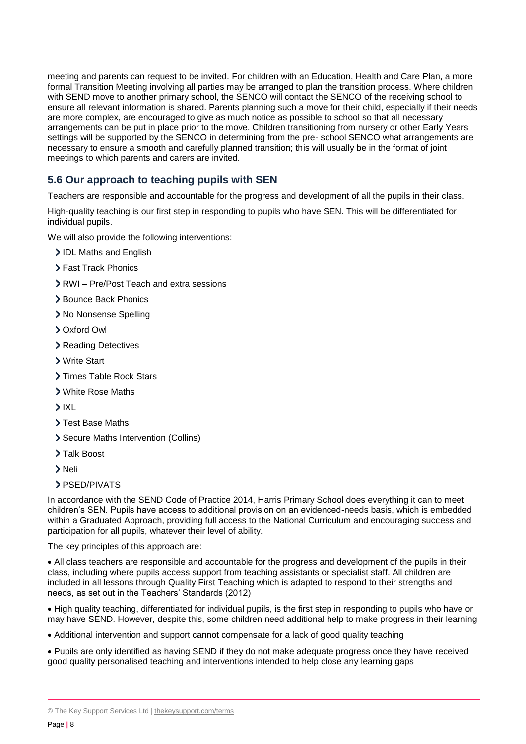meeting and parents can request to be invited. For children with an Education, Health and Care Plan, a more formal Transition Meeting involving all parties may be arranged to plan the transition process. Where children with SEND move to another primary school, the SENCO will contact the SENCO of the receiving school to ensure all relevant information is shared. Parents planning such a move for their child, especially if their needs are more complex, are encouraged to give as much notice as possible to school so that all necessary arrangements can be put in place prior to the move. Children transitioning from nursery or other Early Years settings will be supported by the SENCO in determining from the pre- school SENCO what arrangements are necessary to ensure a smooth and carefully planned transition; this will usually be in the format of joint meetings to which parents and carers are invited.

## 5.6 Our approach to teaching pupils with SEN

Teachers are responsible and accountable for the progress and development of all the pupils in their class.

High-quality teaching is our first step in responding to pupils who have SEN. This will be differentiated for individual pupils.

We will also provide the following interventions:

- IDL Maths and English
- Fast Track Phonics
- RWI – Pre/Post Teach and extra sessions
- Bounce Back Phonics
- No Nonsense Spelling
- Oxford Owl
- Reading Detectives
- Write Start
- Times Table Rock Stars
- White Rose Maths
- IXL
- Test Base Maths
- Secure Maths Intervention (Collins)
- Talk Boost
- Neli
- PSED/PIVATS

In accordance with the SEND Code of Practice 2014, Harris Primary School does everything it can to meet children's SEN. Pupils have access to additional provision on an evidenced-needs basis, which is embedded within a Graduated Approach, providing full access to the National Curriculum and encouraging success and participation for all pupils, whatever their level of ability.

The key principles of this approach are:

- All class teachers are responsible and accountable for the progress and development of the pupils in their class, including where pupils access support from teaching assistants or specialist staff. All children are included in all lessons through Quality First Teaching which is adapted to respond to their strengths and needs, as set out in the Teachers' Standards (2012)
- High quality teaching, differentiated for individual pupils, is the first step in responding to pupils who have or may have SEND. However, despite this, some children need additional help to make progress in their learning
- Additional intervention and support cannot compensate for a lack of good quality teaching
- Pupils are only identified as having SEND if they do not make adequate progress once they have received good quality personalised teaching and interventions intended to help close any learning gaps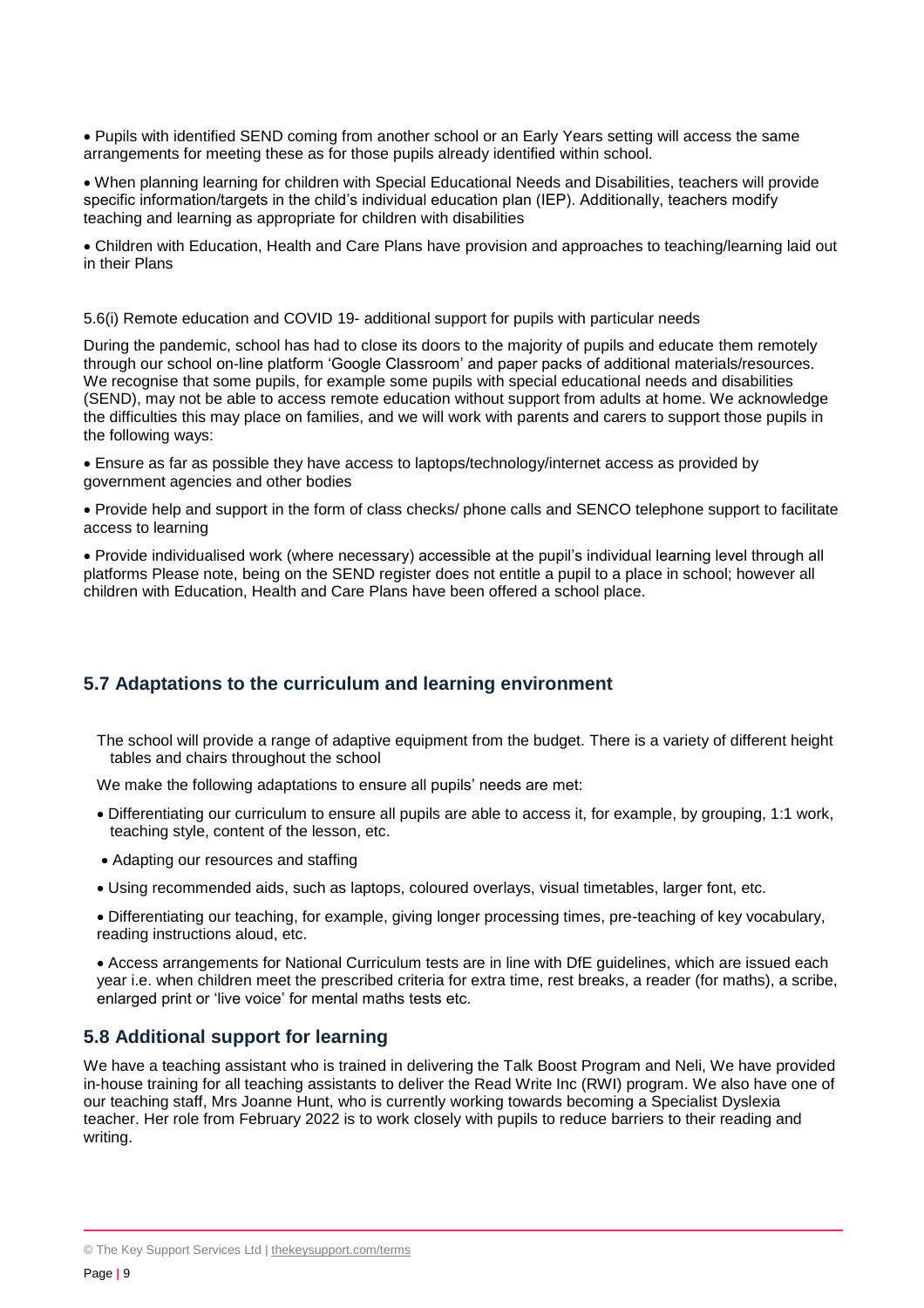- Pupils with identified SEND coming from another school or an Early Years setting will access the same arrangements for meeting these as for those pupils already identified within school.

- When planning learning for children with Special Educational Needs and Disabilities, teachers will provide specific information/targets in the child's individual education plan (IEP). Additionally, teachers modify teaching and learning as appropriate for children with disabilities

- Children with Education, Health and Care Plans have provision and approaches to teaching/learning laid out in their Plans

5.6(i) Remote education and COVID 19- additional support for pupils with particular needs

During the pandemic, school has had to close its doors to the majority of pupils and educate them remotely through our school on-line platform 'Google Classroom' and paper packs of additional materials/resources. We recognise that some pupils, for example some pupils with special educational needs and disabilities (SEND), may not be able to access remote education without support from adults at home. We acknowledge the difficulties this may place on families, and we will work with parents and carers to support those pupils in the following ways:

- Ensure as far as possible they have access to laptops/technology/internet access as provided by government agencies and other bodies

- Provide help and support in the form of class checks/ phone calls and SENCO telephone support to facilitate access to learning

- Provide individualised work (where necessary) accessible at the pupil's individual learning level through all platforms Please note, being on the SEND register does not entitle a pupil to a place in school; however all children with Education, Health and Care Plans have been offered a school place.

## 5.7 Adaptations to the curriculum and learning environment

The school will provide a range of adaptive equipment from the budget. There is a variety of different height tables and chairs throughout the school

We make the following adaptations to ensure all pupils' needs are met:

- Differentiating our curriculum to ensure all pupils are able to access it, for example, by grouping, 1:1 work, teaching style, content of the lesson, etc.
- Adapting our resources and staffing
- Using recommended aids, such as laptops, coloured overlays, visual timetables, larger font, etc.
- Differentiating our teaching, for example, giving longer processing times, pre-teaching of key vocabulary, reading instructions aloud, etc.
- Access arrangements for National Curriculum tests are in line with DfE guidelines, which are issued each year i.e. when children meet the prescribed criteria for extra time, rest breaks, a reader (for maths), a scribe, enlarged print or 'live voice' for mental maths tests etc.

## 5.8 Additional support for learning

We have a teaching assistant who is trained in delivering the Talk Boost Program and Neli, We have provided in-house training for all teaching assistants to deliver the Read Write Inc (RWI) program. We also have one of our teaching staff, Mrs Joanne Hunt, who is currently working towards becoming a Specialist Dyslexia teacher. Her role from February 2022 is to work closely with pupils to reduce barriers to their reading and writing.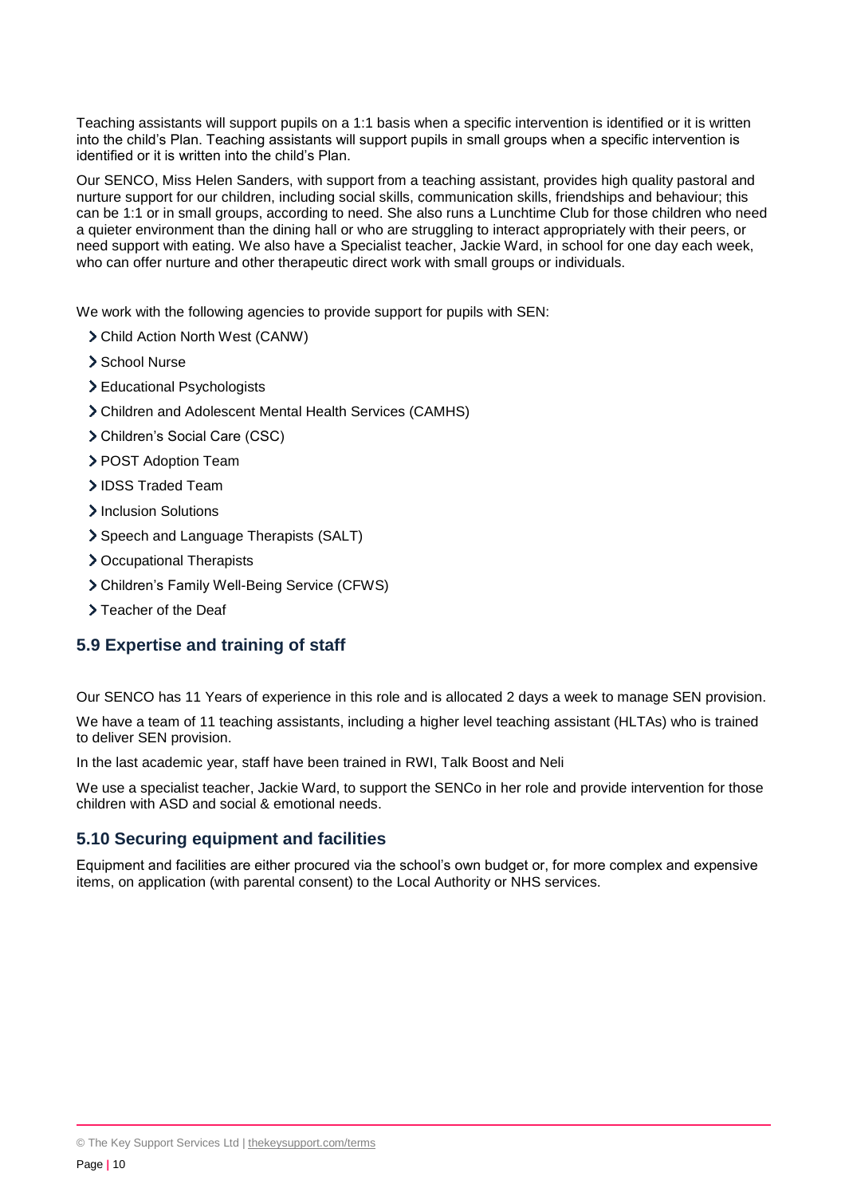Teaching assistants will support pupils on a 1:1 basis when a specific intervention is identified or it is written into the child's Plan. Teaching assistants will support pupils in small groups when a specific intervention is identified or it is written into the child's Plan.

Our SENCO, Miss Helen Sanders, with support from a teaching assistant, provides high quality pastoral and nurture support for our children, including social skills, communication skills, friendships and behaviour; this can be 1:1 or in small groups, according to need. She also runs a Lunchtime Club for those children who need a quieter environment than the dining hall or who are struggling to interact appropriately with their peers, or need support with eating. We also have a Specialist teacher, Jackie Ward, in school for one day each week, who can offer nurture and other therapeutic direct work with small groups or individuals.

We work with the following agencies to provide support for pupils with SEN:

- Child Action North West (CANW)
- School Nurse
- Educational Psychologists
- Children and Adolescent Mental Health Services (CAMHS)
- Children's Social Care (CSC)
- POST Adoption Team
- IDSS Traded Team
- Inclusion Solutions
- Speech and Language Therapists (SALT)
- Occupational Therapists
- Children's Family Well-Being Service (CFWS)
- Teacher of the Deaf

## 5.9 Expertise and training of staff

Our SENCO has 11 Years of experience in this role and is allocated 2 days a week to manage SEN provision.

We have a team of 11 teaching assistants, including a higher level teaching assistant (HLTAs) who is trained to deliver SEN provision.

In the last academic year, staff have been trained in RWI, Talk Boost and Neli

We use a specialist teacher, Jackie Ward, to support the SENCo in her role and provide intervention for those children with ASD and social & emotional needs.

## 5.10 Securing equipment and facilities

Equipment and facilities are either procured via the school's own budget or, for more complex and expensive items, on application (with parental consent) to the Local Authority or NHS services.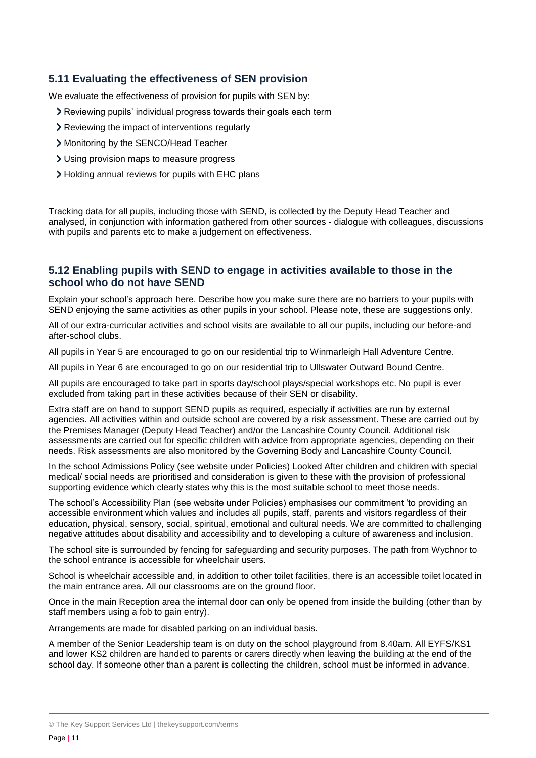### 5.11 Evaluating the effectiveness of SEN provision

We evaluate the effectiveness of provision for pupils with SEN by:

- Reviewing pupils' individual progress towards their goals each term
- Reviewing the impact of interventions regularly
- Monitoring by the SENCO/Head Teacher
- Using provision maps to measure progress
- Holding annual reviews for pupils with EHC plans

Tracking data for all pupils, including those with SEND, is collected by the Deputy Head Teacher and analysed, in conjunction with information gathered from other sources - dialogue with colleagues, discussions with pupils and parents etc to make a judgement on effectiveness.

### 5.12 Enabling pupils with SEND to engage in activities available to those in the school who do not have SEND

Explain your school's approach here. Describe how you make sure there are no barriers to your pupils with SEND enjoying the same activities as other pupils in your school. Please note, these are suggestions only.

All of our extra-curricular activities and school visits are available to all our pupils, including our before-and after-school clubs.

All pupils in Year 5 are encouraged to go on our residential trip to Winmarleigh Hall Adventure Centre.

All pupils in Year 6 are encouraged to go on our residential trip to Ullswater Outward Bound Centre.

All pupils are encouraged to take part in sports day/school plays/special workshops etc. No pupil is ever excluded from taking part in these activities because of their SEN or disability.

Extra staff are on hand to support SEND pupils as required, especially if activities are run by external agencies. All activities within and outside school are covered by a risk assessment. These are carried out by the Premises Manager (Deputy Head Teacher) and/or the Lancashire County Council. Additional risk assessments are carried out for specific children with advice from appropriate agencies, depending on their needs. Risk assessments are also monitored by the Governing Body and Lancashire County Council.

In the school Admissions Policy (see website under Policies) Looked After children and children with special medical/ social needs are prioritised and consideration is given to these with the provision of professional supporting evidence which clearly states why this is the most suitable school to meet those needs.

The school's Accessibility Plan (see website under Policies) emphasises our commitment 'to providing an accessible environment which values and includes all pupils, staff, parents and visitors regardless of their education, physical, sensory, social, spiritual, emotional and cultural needs. We are committed to challenging negative attitudes about disability and accessibility and to developing a culture of awareness and inclusion.

The school site is surrounded by fencing for safeguarding and security purposes. The path from Wychnor to the school entrance is accessible for wheelchair users.

School is wheelchair accessible and, in addition to other toilet facilities, there is an accessible toilet located in the main entrance area. All our classrooms are on the ground floor.

Once in the main Reception area the internal door can only be opened from inside the building (other than by staff members using a fob to gain entry).

Arrangements are made for disabled parking on an individual basis.

A member of the Senior Leadership team is on duty on the school playground from 8.40am. All EYFS/KS1 and lower KS2 children are handed to parents or carers directly when leaving the building at the end of the school day. If someone other than a parent is collecting the children, school must be informed in advance.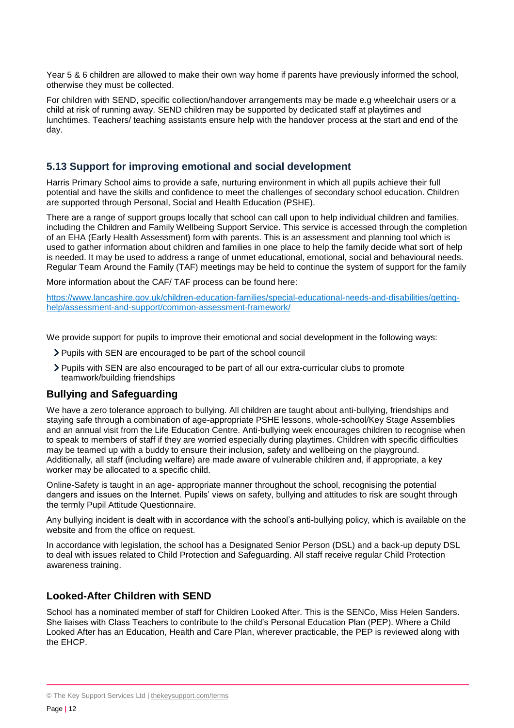Year 5 & 6 children are allowed to make their own way home if parents have previously informed the school, otherwise they must be collected.

For children with SEND, specific collection/handover arrangements may be made e.g wheelchair users or a child at risk of running away. SEND children may be supported by dedicated staff at playtimes and lunchtimes. Teachers/ teaching assistants ensure help with the handover process at the start and end of the day.

## 5.13 Support for improving emotional and social development

Harris Primary School aims to provide a safe, nurturing environment in which all pupils achieve their full potential and have the skills and confidence to meet the challenges of secondary school education. Children are supported through Personal, Social and Health Education (PSHE).

There are a range of support groups locally that school can call upon to help individual children and families, including the Children and Family Wellbeing Support Service. This service is accessed through the completion of an EHA (Early Health Assessment) form with parents. This is an assessment and planning tool which is used to gather information about children and families in one place to help the family decide what sort of help is needed. It may be used to address a range of unmet educational, emotional, social and behavioural needs. Regular Team Around the Family (TAF) meetings may be held to continue the system of support for the family

More information about the CAF/ TAF process can be found here:

[https://www.lancashire.gov.uk/children-education-families/special-educational-needs-and-disabilities/getting-help/assessment-and-support/common-assessment-framework/](https://www.lancashire.gov.uk/children-education-families/special-educational-needs-and-disabilities/getting-help/assessment-and-support/common-assessment-framework/)

We provide support for pupils to improve their emotional and social development in the following ways:

- Pupils with SEN are encouraged to be part of the school council
- Pupils with SEN are also encouraged to be part of all our extra-curricular clubs to promote teamwork/building friendships

### Bullying and Safeguarding

We have a zero tolerance approach to bullying. All children are taught about anti-bullying, friendships and staying safe through a combination of age-appropriate PSHE lessons, whole-school/Key Stage Assemblies and an annual visit from the Life Education Centre. Anti-bullying week encourages children to recognise when to speak to members of staff if they are worried especially during playtimes. Children with specific difficulties may be teamed up with a buddy to ensure their inclusion, safety and wellbeing on the playground. Additionally, all staff (including welfare) are made aware of vulnerable children and, if appropriate, a key worker may be allocated to a specific child.

Online-Safety is taught in an age- appropriate manner throughout the school, recognising the potential dangers and issues on the Internet. Pupils' views on safety, bullying and attitudes to risk are sought through the termly Pupil Attitude Questionnaire.

Any bullying incident is dealt with in accordance with the school's anti-bullying policy, which is available on the website and from the office on request.

In accordance with legislation, the school has a Designated Senior Person (DSL) and a back-up deputy DSL to deal with issues related to Child Protection and Safeguarding. All staff receive regular Child Protection awareness training.

### Looked-After Children with SEND

School has a nominated member of staff for Children Looked After. This is the SENCo, Miss Helen Sanders. She liaises with Class Teachers to contribute to the child's Personal Education Plan (PEP). Where a Child Looked After has an Education, Health and Care Plan, wherever practicable, the PEP is reviewed along with the EHCP.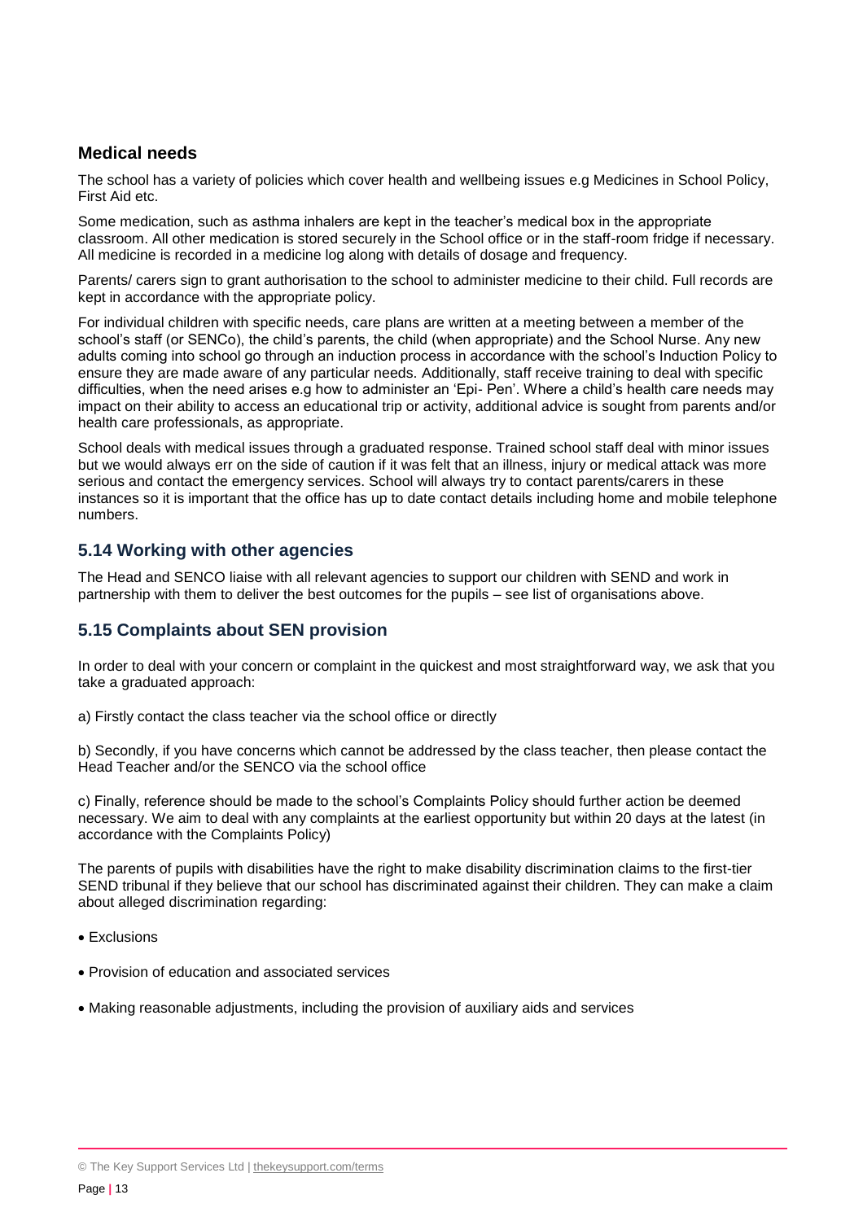### Medical needs

The school has a variety of policies which cover health and wellbeing issues e.g Medicines in School Policy, First Aid etc.

Some medication, such as asthma inhalers are kept in the teacher's medical box in the appropriate classroom. All other medication is stored securely in the School office or in the staff-room fridge if necessary. All medicine is recorded in a medicine log along with details of dosage and frequency.

Parents/ carers sign to grant authorisation to the school to administer medicine to their child. Full records are kept in accordance with the appropriate policy.

For individual children with specific needs, care plans are written at a meeting between a member of the school's staff (or SENCo), the child's parents, the child (when appropriate) and the School Nurse. Any new adults coming into school go through an induction process in accordance with the school's Induction Policy to ensure they are made aware of any particular needs. Additionally, staff receive training to deal with specific difficulties, when the need arises e.g how to administer an 'Epi- Pen'. Where a child's health care needs may impact on their ability to access an educational trip or activity, additional advice is sought from parents and/or health care professionals, as appropriate.

School deals with medical issues through a graduated response. Trained school staff deal with minor issues but we would always err on the side of caution if it was felt that an illness, injury or medical attack was more serious and contact the emergency services. School will always try to contact parents/carers in these instances so it is important that the office has up to date contact details including home and mobile telephone numbers.

## 5.14 Working with other agencies

The Head and SENCO liaise with all relevant agencies to support our children with SEND and work in partnership with them to deliver the best outcomes for the pupils – see list of organisations above.

## 5.15 Complaints about SEN provision

In order to deal with your concern or complaint in the quickest and most straightforward way, we ask that you take a graduated approach:

a) Firstly contact the class teacher via the school office or directly

b) Secondly, if you have concerns which cannot be addressed by the class teacher, then please contact the Head Teacher and/or the SENCO via the school office

c) Finally, reference should be made to the school's Complaints Policy should further action be deemed necessary. We aim to deal with any complaints at the earliest opportunity but within 20 days at the latest (in accordance with the Complaints Policy)

The parents of pupils with disabilities have the right to make disability discrimination claims to the first-tier SEND tribunal if they believe that our school has discriminated against their children. They can make a claim about alleged discrimination regarding:

- Exclusions
- Provision of education and associated services
- Making reasonable adjustments, including the provision of auxiliary aids and services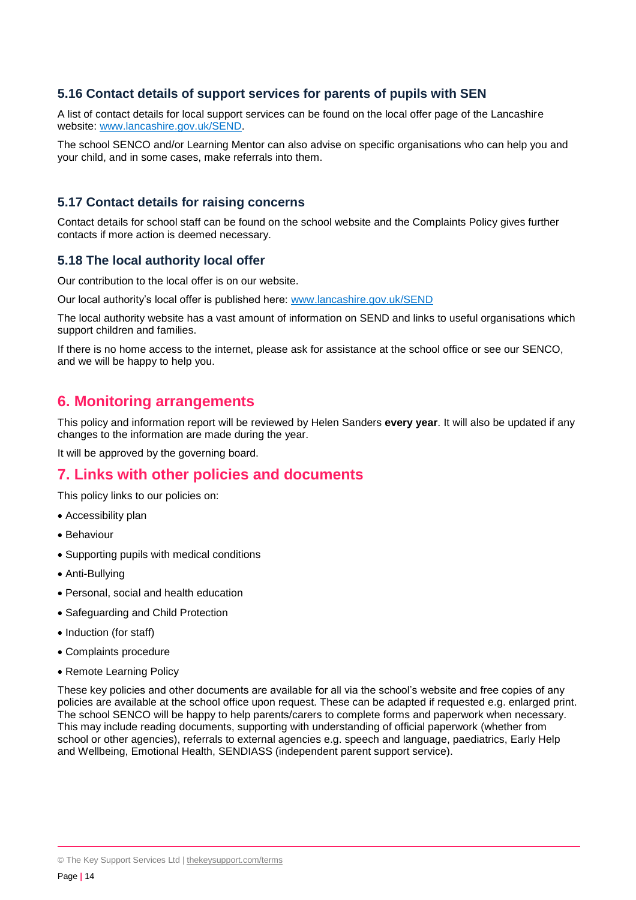### 5.16 Contact details of support services for parents of pupils with SEN

A list of contact details for local support services can be found on the local offer page of the Lancashire website: [www.lancashire.gov.uk/SEND](http://www.lancashire.gov.uk/SEND).

The school SENCO and/or Learning Mentor can also advise on specific organisations who can help you and your child, and in some cases, make referrals into them.

### 5.17 Contact details for raising concerns

Contact details for school staff can be found on the school website and the Complaints Policy gives further contacts if more action is deemed necessary.

### 5.18 The local authority local offer

Our contribution to the local offer is on our website.

Our local authority's local offer is published here: [www.lancashire.gov.uk/SEND](http://www.lancashire.gov.uk/SEND)

The local authority website has a vast amount of information on SEND and links to useful organisations which support children and families.

If there is no home access to the internet, please ask for assistance at the school office or see our SENCO, and we will be happy to help you.

## 6. Monitoring arrangements

This policy and information report will be reviewed by Helen Sanders **every year**. It will also be updated if any changes to the information are made during the year.

It will be approved by the governing board.

## 7. Links with other policies and documents

This policy links to our policies on:

- Accessibility plan
- Behaviour
- Supporting pupils with medical conditions
- Anti-Bullying
- Personal, social and health education
- Safeguarding and Child Protection
- Induction (for staff)
- Complaints procedure
- Remote Learning Policy

These key policies and other documents are available for all via the school's website and free copies of any policies are available at the school office upon request. These can be adapted if requested e.g. enlarged print. The school SENCO will be happy to help parents/carers to complete forms and paperwork when necessary. This may include reading documents, supporting with understanding of official paperwork (whether from school or other agencies), referrals to external agencies e.g. speech and language, paediatrics, Early Help and Wellbeing, Emotional Health, SENDIASS (independent parent support service).